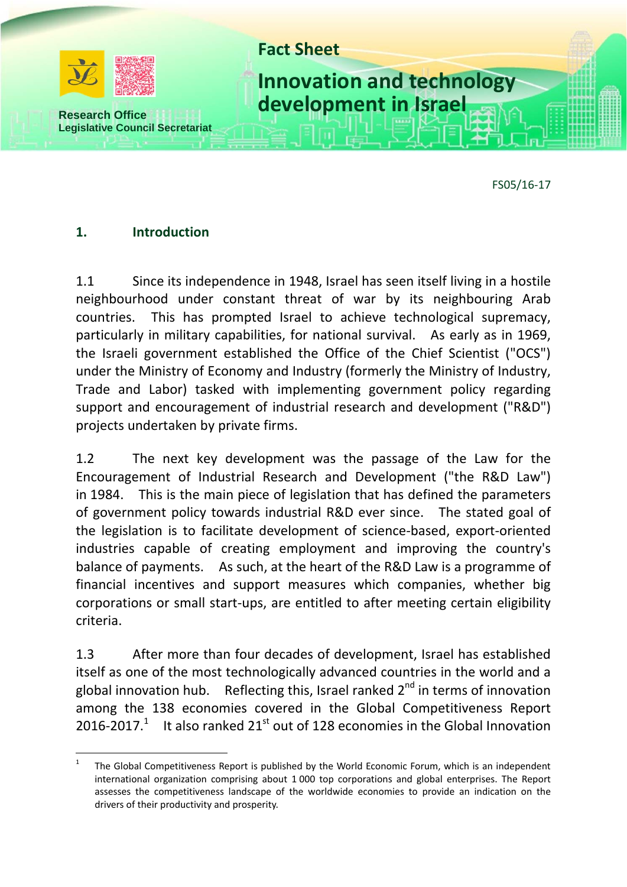Research Office
Legislative Council Secretariat

# Fact Sheet

# Innovation and technology development in Israel

FS05/16-17

## 1. Introduction

1.1 Since its independence in 1948, Israel has seen itself living in a hostile neighbourhood under constant threat of war by its neighbouring Arab countries. This has prompted Israel to achieve technological supremacy, particularly in military capabilities, for national survival. As early as in 1969, the Israeli government established the Office of the Chief Scientist ("OCS") under the Ministry of Economy and Industry (formerly the Ministry of Industry, Trade and Labor) tasked with implementing government policy regarding support and encouragement of industrial research and development ("R&D") projects undertaken by private firms.

1.2 The next key development was the passage of the Law for the Encouragement of Industrial Research and Development ("the R&D Law") in 1984. This is the main piece of legislation that has defined the parameters of government policy towards industrial R&D ever since. The stated goal of the legislation is to facilitate development of science-based, export-oriented industries capable of creating employment and improving the country's balance of payments. As such, at the heart of the R&D Law is a programme of financial incentives and support measures which companies, whether big corporations or small start-ups, are entitled to after meeting certain eligibility criteria.

1.3 After more than four decades of development, Israel has established itself as one of the most technologically advanced countries in the world and a global innovation hub. Reflecting this, Israel ranked 2nd in terms of innovation among the 138 economies covered in the Global Competitiveness Report 2016-2017.[1] It also ranked 21st out of 128 economies in the Global Innovation

[1] The Global Competitiveness Report is published by the World Economic Forum, which is an independent international organization comprising about 1 000 top corporations and global enterprises. The Report assesses the competitiveness landscape of the worldwide economies to provide an indication on the drivers of their productivity and prosperity.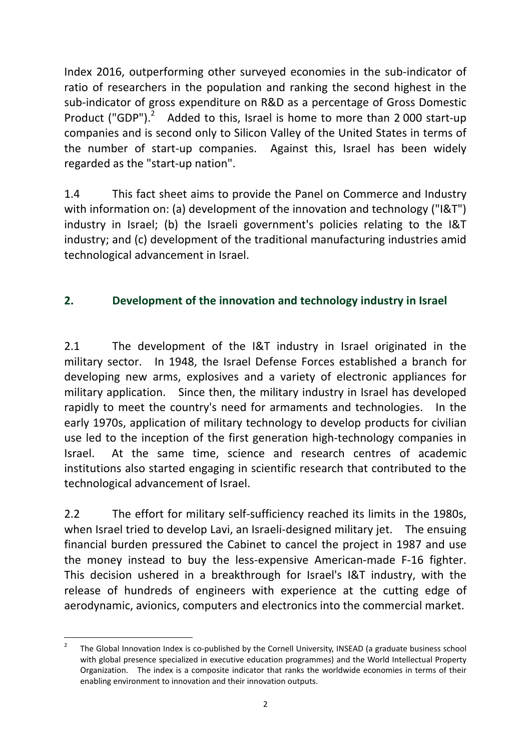Index 2016, outperforming other surveyed economies in the sub-indicator of ratio of researchers in the population and ranking the second highest in the sub-indicator of gross expenditure on R&D as a percentage of Gross Domestic Product ("GDP").[2] Added to this, Israel is home to more than 2 000 start-up companies and is second only to Silicon Valley of the United States in terms of the number of start-up companies. Against this, Israel has been widely regarded as the "start-up nation".

1.4 This fact sheet aims to provide the Panel on Commerce and Industry with information on: (a) development of the innovation and technology ("I&T") industry in Israel; (b) the Israeli government's policies relating to the I&T industry; and (c) development of the traditional manufacturing industries amid technological advancement in Israel.

## 2. Development of the innovation and technology industry in Israel

2.1 The development of the I&T industry in Israel originated in the military sector. In 1948, the Israel Defense Forces established a branch for developing new arms, explosives and a variety of electronic appliances for military application. Since then, the military industry in Israel has developed rapidly to meet the country's need for armaments and technologies. In the early 1970s, application of military technology to develop products for civilian use led to the inception of the first generation high-technology companies in Israel. At the same time, science and research centres of academic institutions also started engaging in scientific research that contributed to the technological advancement of Israel.

2.2 The effort for military self-sufficiency reached its limits in the 1980s, when Israel tried to develop Lavi, an Israeli-designed military jet. The ensuing financial burden pressured the Cabinet to cancel the project in 1987 and use the money instead to buy the less-expensive American-made F-16 fighter. This decision ushered in a breakthrough for Israel's I&T industry, with the release of hundreds of engineers with experience at the cutting edge of aerodynamic, avionics, computers and electronics into the commercial market.

---

[2] The Global Innovation Index is co-published by the Cornell University, INSEAD (a graduate business school with global presence specialized in executive education programmes) and the World Intellectual Property Organization. The index is a composite indicator that ranks the worldwide economies in terms of their enabling environment to innovation and their innovation outputs.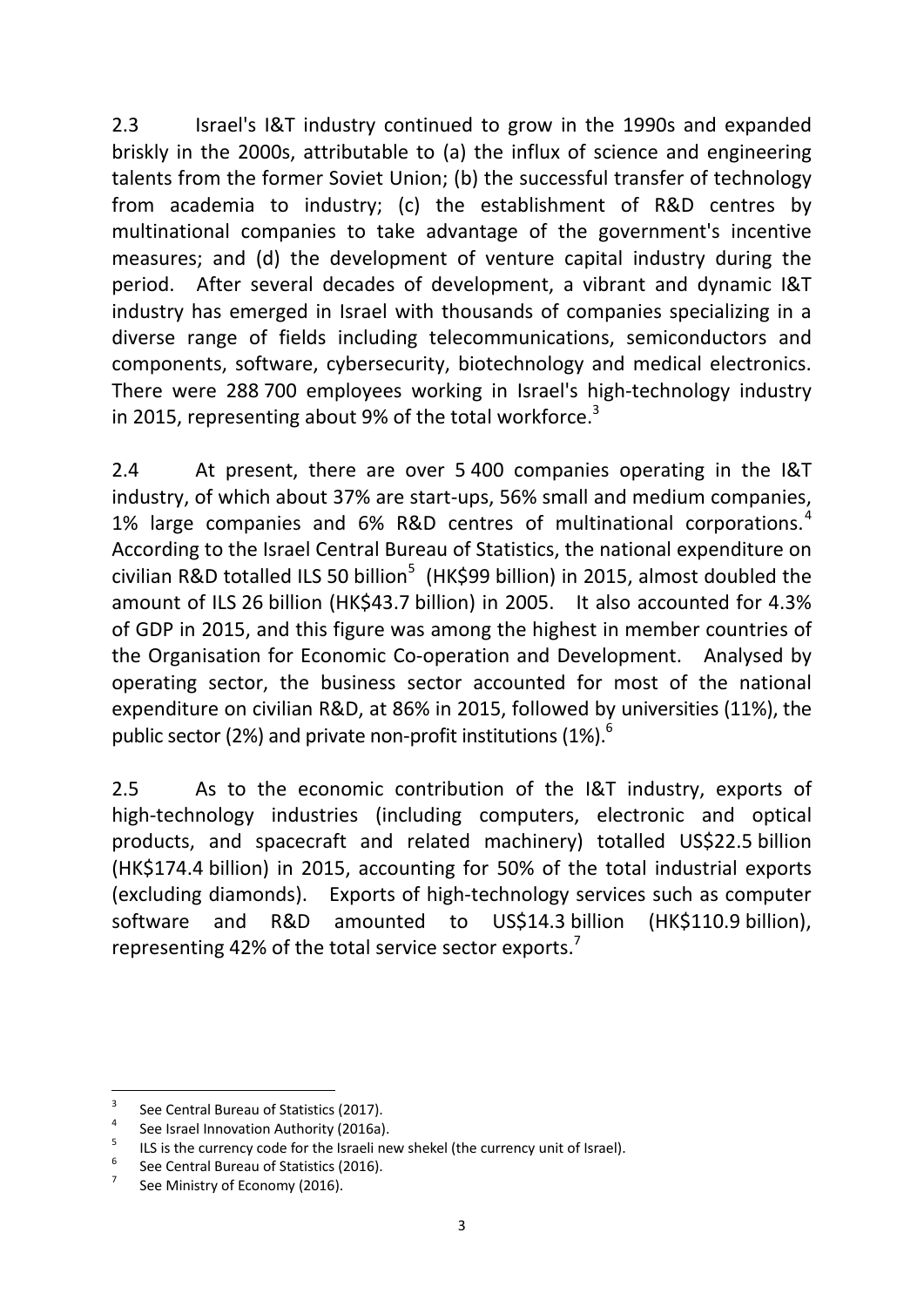2.3 Israel's I&T industry continued to grow in the 1990s and expanded briskly in the 2000s, attributable to (a) the influx of science and engineering talents from the former Soviet Union; (b) the successful transfer of technology from academia to industry; (c) the establishment of R&D centres by multinational companies to take advantage of the government's incentive measures; and (d) the development of venture capital industry during the period. After several decades of development, a vibrant and dynamic I&T industry has emerged in Israel with thousands of companies specializing in a diverse range of fields including telecommunications, semiconductors and components, software, cybersecurity, biotechnology and medical electronics. There were 288 700 employees working in Israel's high-technology industry in 2015, representing about 9% of the total workforce.[3]

2.4 At present, there are over 5 400 companies operating in the I&T industry, of which about 37% are start-ups, 56% small and medium companies, 1% large companies and 6% R&D centres of multinational corporations.[4] According to the Israel Central Bureau of Statistics, the national expenditure on civilian R&D totalled ILS 50 billion[5] (HK$99 billion) in 2015, almost doubled the amount of ILS 26 billion (HK$43.7 billion) in 2005. It also accounted for 4.3% of GDP in 2015, and this figure was among the highest in member countries of the Organisation for Economic Co-operation and Development. Analysed by operating sector, the business sector accounted for most of the national expenditure on civilian R&D, at 86% in 2015, followed by universities (11%), the public sector (2%) and private non-profit institutions (1%).[6]

2.5 As to the economic contribution of the I&T industry, exports of high-technology industries (including computers, electronic and optical products, and spacecraft and related machinery) totalled US$22.5 billion (HK$174.4 billion) in 2015, accounting for 50% of the total industrial exports (excluding diamonds). Exports of high-technology services such as computer software and R&D amounted to US$14.3 billion (HK$110.9 billion), representing 42% of the total service sector exports.[7]

---

[3] See Central Bureau of Statistics (2017).

[4] See Israel Innovation Authority (2016a).

[5] ILS is the currency code for the Israeli new shekel (the currency unit of Israel).

[6] See Central Bureau of Statistics (2016).

[7] See Ministry of Economy (2016).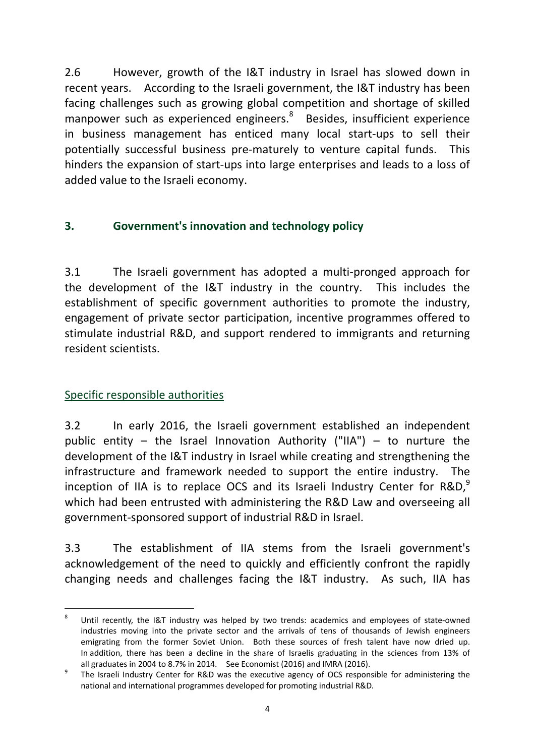2.6 However, growth of the I&T industry in Israel has slowed down in recent years. According to the Israeli government, the I&T industry has been facing challenges such as growing global competition and shortage of skilled manpower such as experienced engineers.[8] Besides, insufficient experience in business management has enticed many local start-ups to sell their potentially successful business pre-maturely to venture capital funds. This hinders the expansion of start-ups into large enterprises and leads to a loss of added value to the Israeli economy.

## 3. Government's innovation and technology policy

3.1 The Israeli government has adopted a multi-pronged approach for the development of the I&T industry in the country. This includes the establishment of specific government authorities to promote the industry, engagement of private sector participation, incentive programmes offered to stimulate industrial R&D, and support rendered to immigrants and returning resident scientists.

### Specific responsible authorities

3.2 In early 2016, the Israeli government established an independent public entity – the Israel Innovation Authority ("IIA") – to nurture the development of the I&T industry in Israel while creating and strengthening the infrastructure and framework needed to support the entire industry. The inception of IIA is to replace OCS and its Israeli Industry Center for R&D,[9] which had been entrusted with administering the R&D Law and overseeing all government-sponsored support of industrial R&D in Israel.

3.3 The establishment of IIA stems from the Israeli government's acknowledgement of the need to quickly and efficiently confront the rapidly changing needs and challenges facing the I&T industry. As such, IIA has

---

[8] Until recently, the I&T industry was helped by two trends: academics and employees of state-owned industries moving into the private sector and the arrivals of tens of thousands of Jewish engineers emigrating from the former Soviet Union. Both these sources of fresh talent have now dried up. In addition, there has been a decline in the share of Israelis graduating in the sciences from 13% of all graduates in 2004 to 8.7% in 2014. See Economist (2016) and IMRA (2016).

[9] The Israeli Industry Center for R&D was the executive agency of OCS responsible for administering the national and international programmes developed for promoting industrial R&D.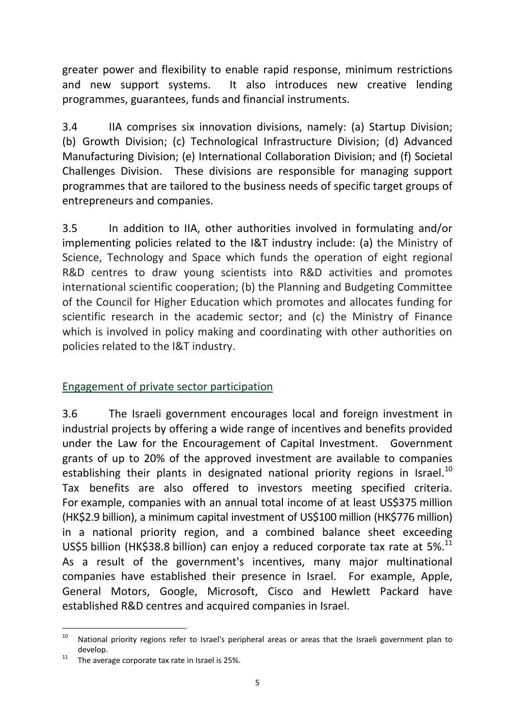greater power and flexibility to enable rapid response, minimum restrictions and new support systems. It also introduces new creative lending programmes, guarantees, funds and financial instruments.

3.4 IIA comprises six innovation divisions, namely: (a) Startup Division; (b) Growth Division; (c) Technological Infrastructure Division; (d) Advanced Manufacturing Division; (e) International Collaboration Division; and (f) Societal Challenges Division. These divisions are responsible for managing support programmes that are tailored to the business needs of specific target groups of entrepreneurs and companies.

3.5 In addition to IIA, other authorities involved in formulating and/or implementing policies related to the I&T industry include: (a) the Ministry of Science, Technology and Space which funds the operation of eight regional R&D centres to draw young scientists into R&D activities and promotes international scientific cooperation; (b) the Planning and Budgeting Committee of the Council for Higher Education which promotes and allocates funding for scientific research in the academic sector; and (c) the Ministry of Finance which is involved in policy making and coordinating with other authorities on policies related to the I&T industry.

## Engagement of private sector participation

3.6 The Israeli government encourages local and foreign investment in industrial projects by offering a wide range of incentives and benefits provided under the Law for the Encouragement of Capital Investment. Government grants of up to 20% of the approved investment are available to companies establishing their plants in designated national priority regions in Israel.[10] Tax benefits are also offered to investors meeting specified criteria. For example, companies with an annual total income of at least US$375 million (HK$2.9 billion), a minimum capital investment of US$100 million (HK$776 million) in a national priority region, and a combined balance sheet exceeding US$5 billion (HK$38.8 billion) can enjoy a reduced corporate tax rate at 5%.[11] As a result of the government's incentives, many major multinational companies have established their presence in Israel. For example, Apple, General Motors, Google, Microsoft, Cisco and Hewlett Packard have established R&D centres and acquired companies in Israel.

---

[10] National priority regions refer to Israel's peripheral areas or areas that the Israeli government plan to develop.

[11] The average corporate tax rate in Israel is 25%.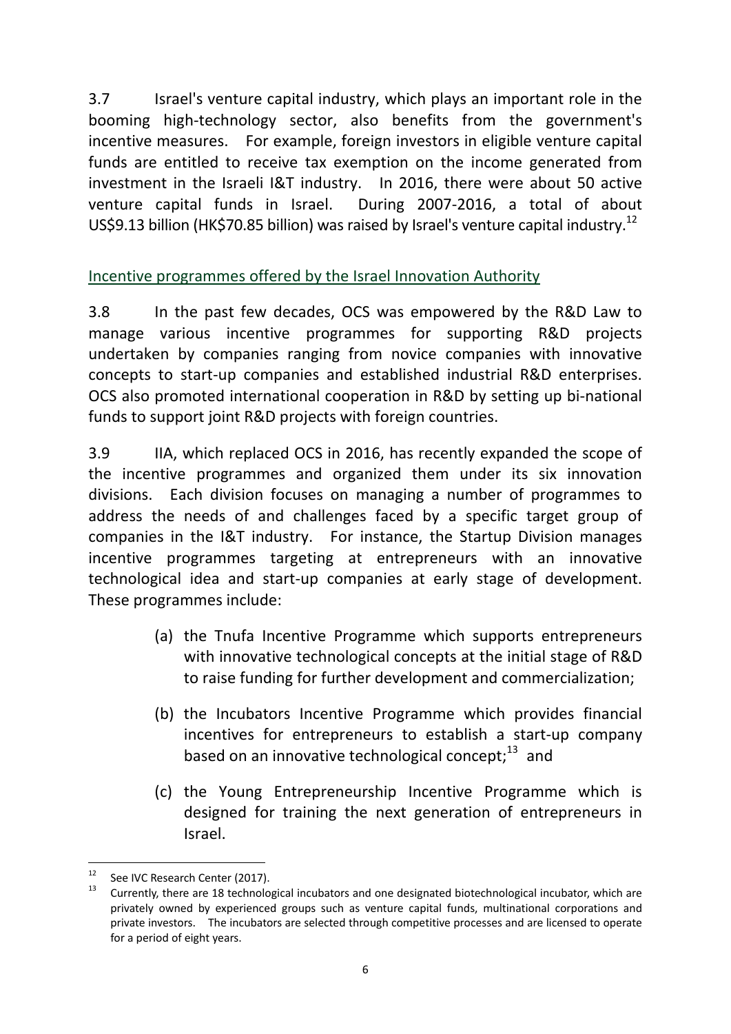3.7 Israel's venture capital industry, which plays an important role in the booming high-technology sector, also benefits from the government's incentive measures. For example, foreign investors in eligible venture capital funds are entitled to receive tax exemption on the income generated from investment in the Israeli I&T industry. In 2016, there were about 50 active venture capital funds in Israel. During 2007-2016, a total of about US$9.13 billion (HK$70.85 billion) was raised by Israel's venture capital industry.[12]

<u>Incentive programmes offered by the Israel Innovation Authority</u>

3.8 In the past few decades, OCS was empowered by the R&D Law to manage various incentive programmes for supporting R&D projects undertaken by companies ranging from novice companies with innovative concepts to start-up companies and established industrial R&D enterprises. OCS also promoted international cooperation in R&D by setting up bi-national funds to support joint R&D projects with foreign countries.

3.9 IIA, which replaced OCS in 2016, has recently expanded the scope of the incentive programmes and organized them under its six innovation divisions. Each division focuses on managing a number of programmes to address the needs of and challenges faced by a specific target group of companies in the I&T industry. For instance, the Startup Division manages incentive programmes targeting at entrepreneurs with an innovative technological idea and start-up companies at early stage of development. These programmes include:

(a) the Tnufa Incentive Programme which supports entrepreneurs with innovative technological concepts at the initial stage of R&D to raise funding for further development and commercialization;

(b) the Incubators Incentive Programme which provides financial incentives for entrepreneurs to establish a start-up company based on an innovative technological concept;[13] and

(c) the Young Entrepreneurship Incentive Programme which is designed for training the next generation of entrepreneurs in Israel.

---

[12] See IVC Research Center (2017).

[13] Currently, there are 18 technological incubators and one designated biotechnological incubator, which are privately owned by experienced groups such as venture capital funds, multinational corporations and private investors. The incubators are selected through competitive processes and are licensed to operate for a period of eight years.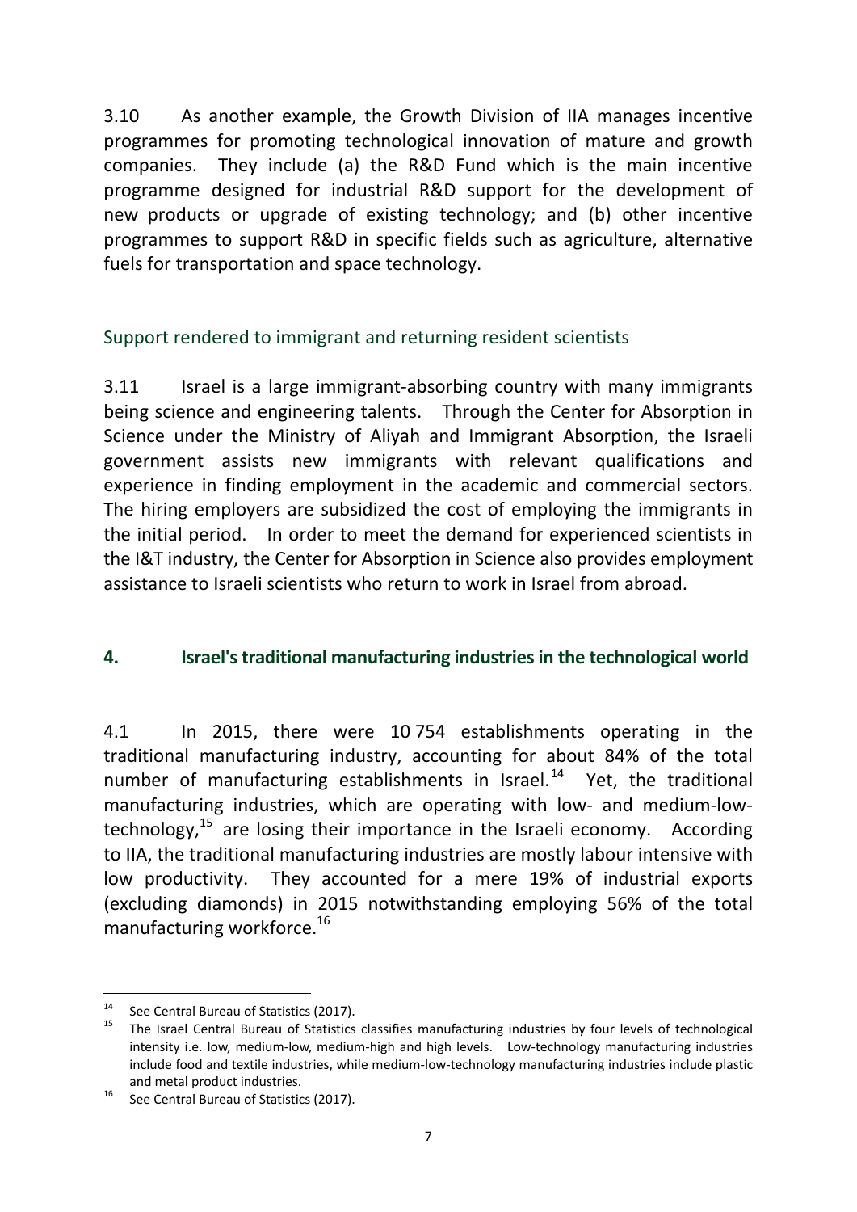3.10 As another example, the Growth Division of IIA manages incentive programmes for promoting technological innovation of mature and growth companies. They include (a) the R&D Fund which is the main incentive programme designed for industrial R&D support for the development of new products or upgrade of existing technology; and (b) other incentive programmes to support R&D in specific fields such as agriculture, alternative fuels for transportation and space technology.

Support rendered to immigrant and returning resident scientists

3.11 Israel is a large immigrant-absorbing country with many immigrants being science and engineering talents. Through the Center for Absorption in Science under the Ministry of Aliyah and Immigrant Absorption, the Israeli government assists new immigrants with relevant qualifications and experience in finding employment in the academic and commercial sectors. The hiring employers are subsidized the cost of employing the immigrants in the initial period. In order to meet the demand for experienced scientists in the I&T industry, the Center for Absorption in Science also provides employment assistance to Israeli scientists who return to work in Israel from abroad.

## 4. Israel's traditional manufacturing industries in the technological world

4.1 In 2015, there were 10 754 establishments operating in the traditional manufacturing industry, accounting for about 84% of the total number of manufacturing establishments in Israel.[14] Yet, the traditional manufacturing industries, which are operating with low- and medium-low-technology,[15] are losing their importance in the Israeli economy. According to IIA, the traditional manufacturing industries are mostly labour intensive with low productivity. They accounted for a mere 19% of industrial exports (excluding diamonds) in 2015 notwithstanding employing 56% of the total manufacturing workforce.[16]

---

[14] See Central Bureau of Statistics (2017).

[15] The Israel Central Bureau of Statistics classifies manufacturing industries by four levels of technological intensity i.e. low, medium-low, medium-high and high levels. Low-technology manufacturing industries include food and textile industries, while medium-low-technology manufacturing industries include plastic and metal product industries.

[16] See Central Bureau of Statistics (2017).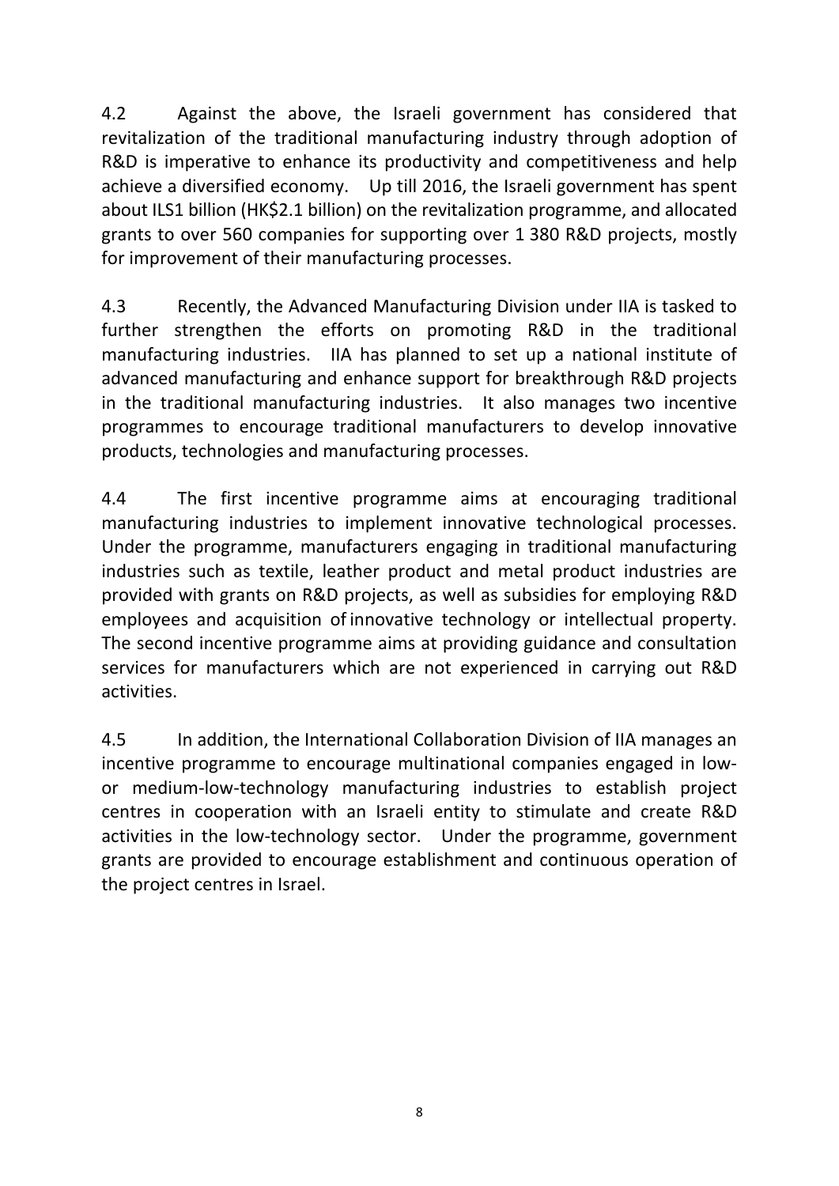4.2 Against the above, the Israeli government has considered that revitalization of the traditional manufacturing industry through adoption of R&D is imperative to enhance its productivity and competitiveness and help achieve a diversified economy. Up till 2016, the Israeli government has spent about ILS1 billion (HK$2.1 billion) on the revitalization programme, and allocated grants to over 560 companies for supporting over 1 380 R&D projects, mostly for improvement of their manufacturing processes.

4.3 Recently, the Advanced Manufacturing Division under IIA is tasked to further strengthen the efforts on promoting R&D in the traditional manufacturing industries. IIA has planned to set up a national institute of advanced manufacturing and enhance support for breakthrough R&D projects in the traditional manufacturing industries. It also manages two incentive programmes to encourage traditional manufacturers to develop innovative products, technologies and manufacturing processes.

4.4 The first incentive programme aims at encouraging traditional manufacturing industries to implement innovative technological processes. Under the programme, manufacturers engaging in traditional manufacturing industries such as textile, leather product and metal product industries are provided with grants on R&D projects, as well as subsidies for employing R&D employees and acquisition of innovative technology or intellectual property. The second incentive programme aims at providing guidance and consultation services for manufacturers which are not experienced in carrying out R&D activities.

4.5 In addition, the International Collaboration Division of IIA manages an incentive programme to encourage multinational companies engaged in low- or medium-low-technology manufacturing industries to establish project centres in cooperation with an Israeli entity to stimulate and create R&D activities in the low-technology sector. Under the programme, government grants are provided to encourage establishment and continuous operation of the project centres in Israel.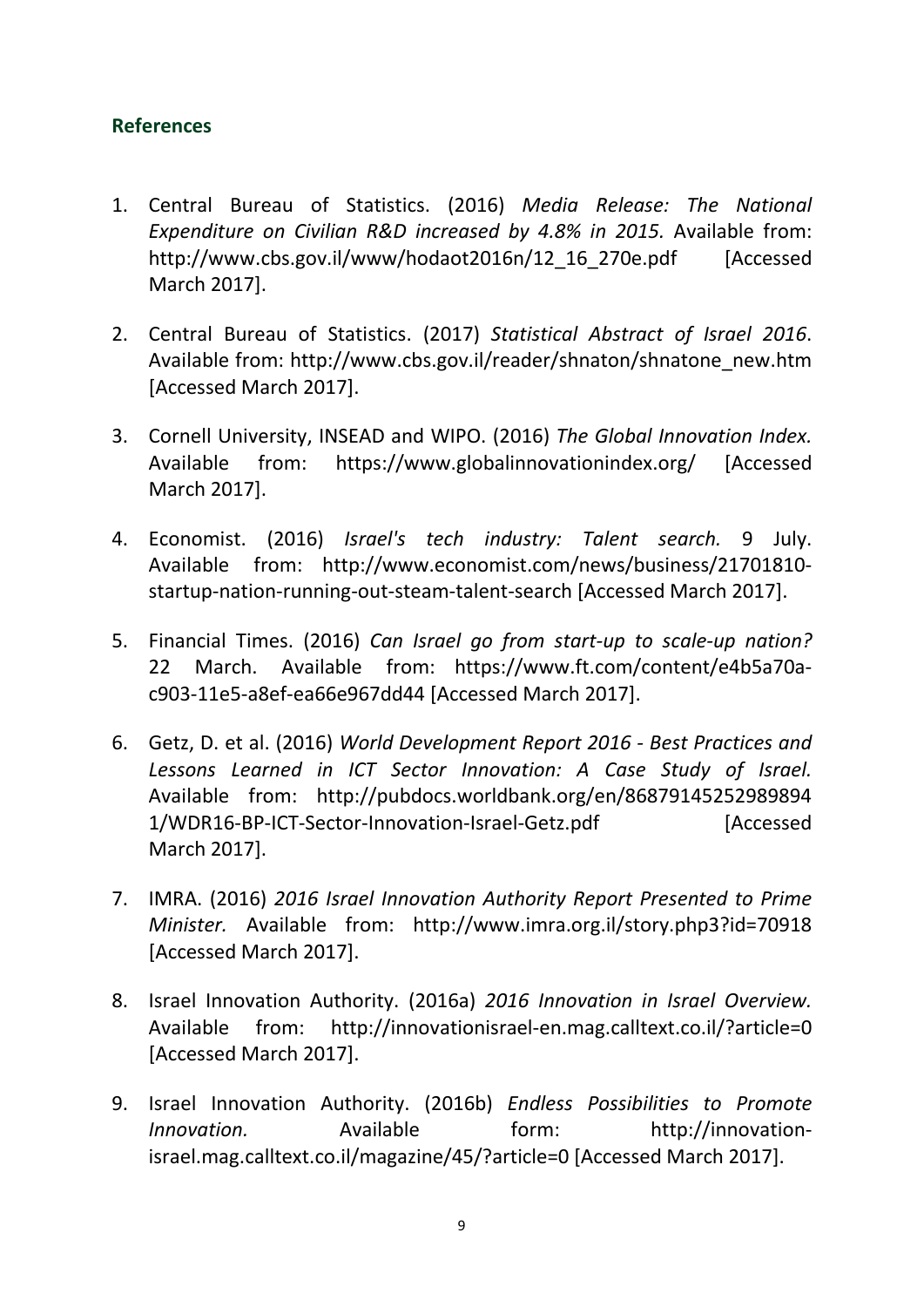## References

1. Central Bureau of Statistics. (2016) *Media Release: The National Expenditure on Civilian R&D increased by 4.8% in 2015.* Available from: http://www.cbs.gov.il/www/hodaot2016n/12_16_270e.pdf [Accessed March 2017].

2. Central Bureau of Statistics. (2017) *Statistical Abstract of Israel 2016*. Available from: http://www.cbs.gov.il/reader/shnaton/shnatone_new.htm [Accessed March 2017].

3. Cornell University, INSEAD and WIPO. (2016) *The Global Innovation Index.* Available from: https://www.globalinnovationindex.org/ [Accessed March 2017].

4. Economist. (2016) *Israel's tech industry: Talent search.* 9 July. Available from: http://www.economist.com/news/business/21701810-startup-nation-running-out-steam-talent-search [Accessed March 2017].

5. Financial Times. (2016) *Can Israel go from start-up to scale-up nation?* 22 March. Available from: https://www.ft.com/content/e4b5a70a-c903-11e5-a8ef-ea66e967dd44 [Accessed March 2017].

6. Getz, D. et al. (2016) *World Development Report 2016 - Best Practices and Lessons Learned in ICT Sector Innovation: A Case Study of Israel.* Available from: http://pubdocs.worldbank.org/en/868791452529898941/WDR16-BP-ICT-Sector-Innovation-Israel-Getz.pdf [Accessed March 2017].

7. IMRA. (2016) *2016 Israel Innovation Authority Report Presented to Prime Minister.* Available from: http://www.imra.org.il/story.php3?id=70918 [Accessed March 2017].

8. Israel Innovation Authority. (2016a) *2016 Innovation in Israel Overview.* Available from: http://innovationisrael-en.mag.calltext.co.il/?article=0 [Accessed March 2017].

9. Israel Innovation Authority. (2016b) *Endless Possibilities to Promote Innovation.* Available form: http://innovation-israel.mag.calltext.co.il/magazine/45/?article=0 [Accessed March 2017].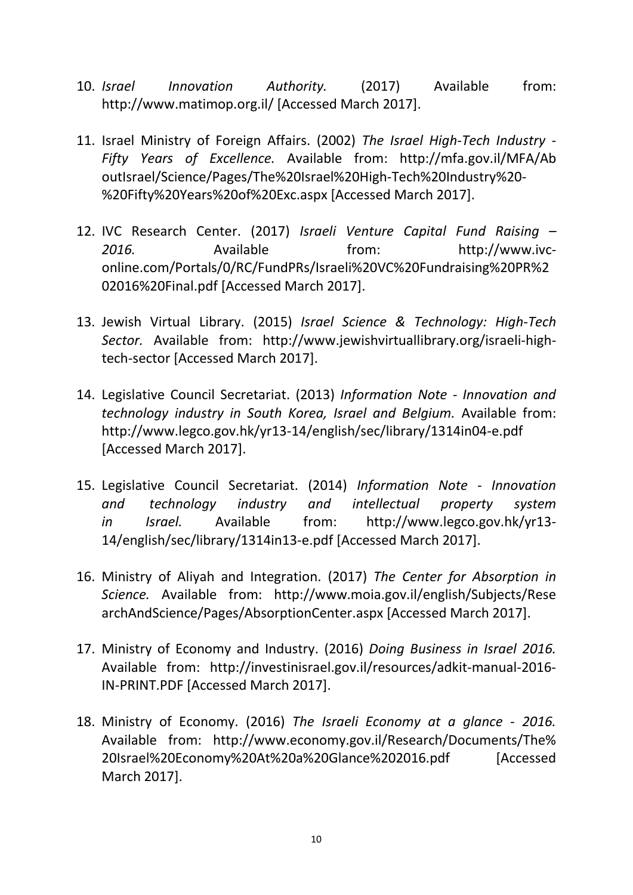10. *Israel Innovation Authority.* (2017) Available from: http://www.matimop.org.il/ [Accessed March 2017].

11. Israel Ministry of Foreign Affairs. (2002) *The Israel High-Tech Industry - Fifty Years of Excellence.* Available from: http://mfa.gov.il/MFA/AboutIsrael/Science/Pages/The%20Israel%20High-Tech%20Industry%20-%20Fifty%20Years%20of%20Exc.aspx [Accessed March 2017].

12. IVC Research Center. (2017) *Israeli Venture Capital Fund Raising – 2016.* Available from: http://www.ivc-online.com/Portals/0/RC/FundPRs/Israeli%20VC%20Fundraising%20PR%202016%20Final.pdf [Accessed March 2017].

13. Jewish Virtual Library. (2015) *Israel Science & Technology: High-Tech Sector.* Available from: http://www.jewishvirtuallibrary.org/israeli-high-tech-sector [Accessed March 2017].

14. Legislative Council Secretariat. (2013) *Information Note - Innovation and technology industry in South Korea, Israel and Belgium.* Available from: http://www.legco.gov.hk/yr13-14/english/sec/library/1314in04-e.pdf [Accessed March 2017].

15. Legislative Council Secretariat. (2014) *Information Note - Innovation and technology industry and intellectual property system in Israel.* Available from: http://www.legco.gov.hk/yr13-14/english/sec/library/1314in13-e.pdf [Accessed March 2017].

16. Ministry of Aliyah and Integration. (2017) *The Center for Absorption in Science.* Available from: http://www.moia.gov.il/english/Subjects/ResearchAndScience/Pages/AbsorptionCenter.aspx [Accessed March 2017].

17. Ministry of Economy and Industry. (2016) *Doing Business in Israel 2016.* Available from: http://investinisrael.gov.il/resources/adkit-manual-2016-IN-PRINT.PDF [Accessed March 2017].

18. Ministry of Economy. (2016) *The Israeli Economy at a glance - 2016.* Available from: http://www.economy.gov.il/Research/Documents/The%20Israel%20Economy%20At%20a%20Glance%202016.pdf [Accessed March 2017].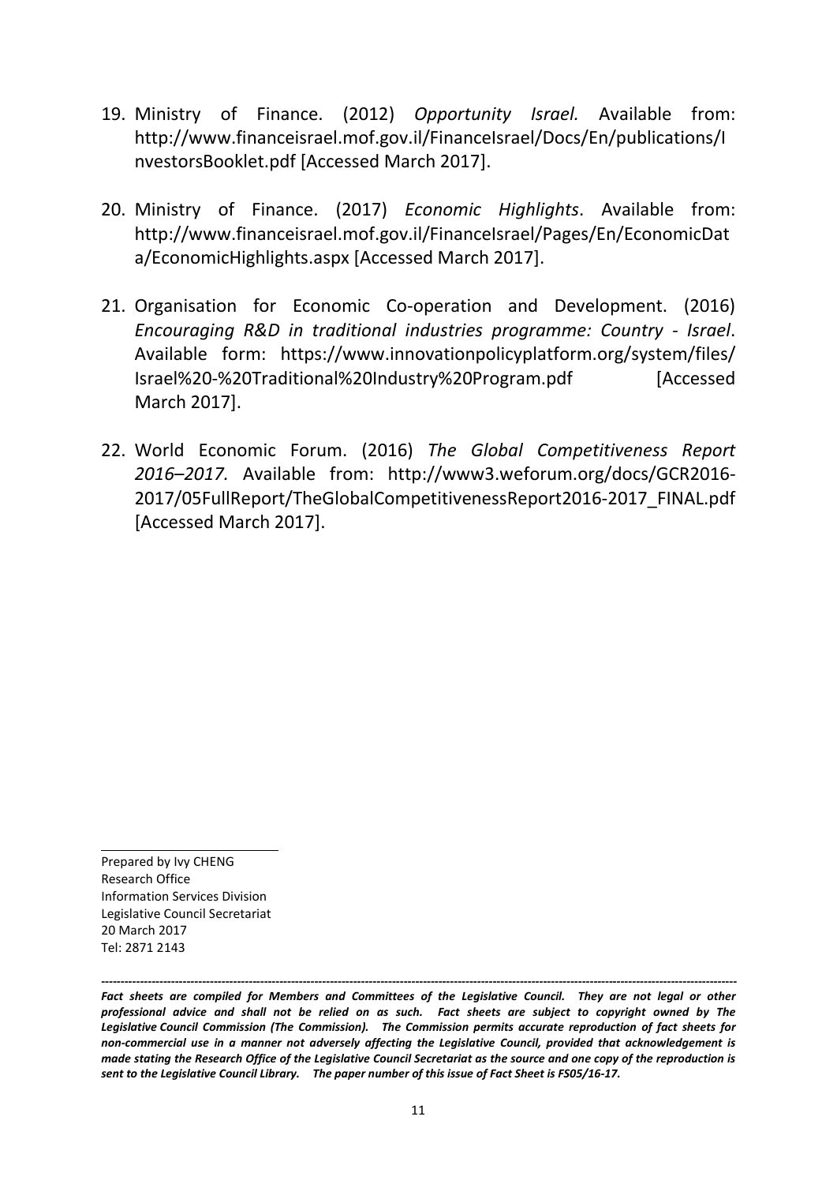19. Ministry of Finance. (2012) *Opportunity Israel.* Available from: http://www.financeisrael.mof.gov.il/FinanceIsrael/Docs/En/publications/InvestorsBooklet.pdf [Accessed March 2017].

20. Ministry of Finance. (2017) *Economic Highlights*. Available from: http://www.financeisrael.mof.gov.il/FinanceIsrael/Pages/En/EconomicData/EconomicHighlights.aspx [Accessed March 2017].

21. Organisation for Economic Co-operation and Development. (2016) *Encouraging R&D in traditional industries programme: Country - Israel*. Available form: https://www.innovationpolicyplatform.org/system/files/Israel%20-%20Traditional%20Industry%20Program.pdf [Accessed March 2017].

22. World Economic Forum. (2016) *The Global Competitiveness Report 2016–2017.* Available from: http://www3.weforum.org/docs/GCR2016-2017/05FullReport/TheGlobalCompetitivenessReport2016-2017_FINAL.pdf [Accessed March 2017].

---

Prepared by Ivy CHENG
Research Office
Information Services Division
Legislative Council Secretariat
20 March 2017
Tel: 2871 2143

---

***Fact sheets are compiled for Members and Committees of the Legislative Council. They are not legal or other professional advice and shall not be relied on as such. Fact sheets are subject to copyright owned by The Legislative Council Commission (The Commission). The Commission permits accurate reproduction of fact sheets for non-commercial use in a manner not adversely affecting the Legislative Council, provided that acknowledgement is made stating the Research Office of the Legislative Council Secretariat as the source and one copy of the reproduction is sent to the Legislative Council Library. The paper number of this issue of Fact Sheet is FS05/16-17.***